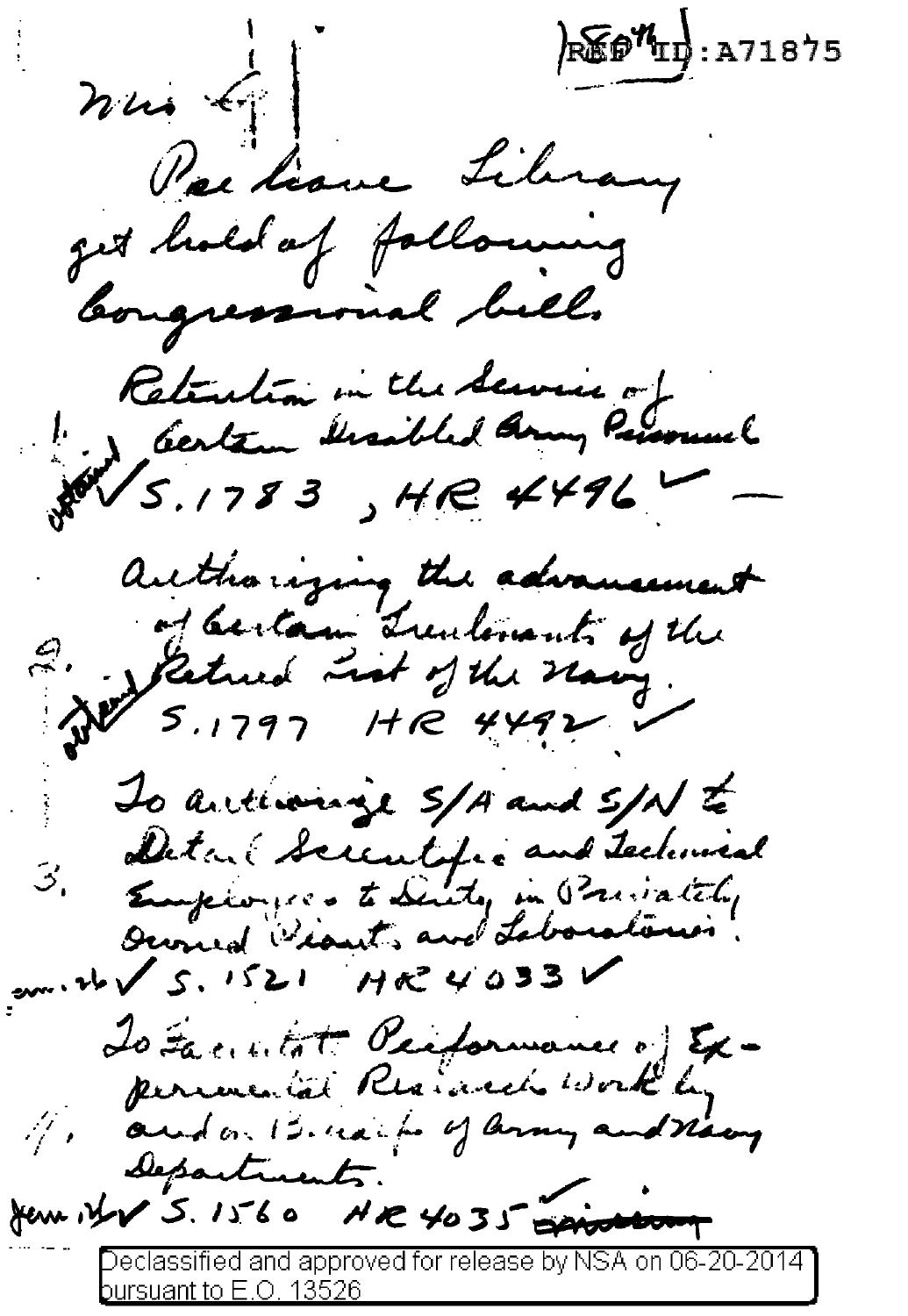REF ID:A71875

Mrs ?

Pentagon Library
get hold of following
Congressional bills

1. Retention in the Service of
Certain Disabled Army Personnel
obtained ✓ S.1783, HR 4496 ✓ —

2. Authorizing the advancement
of Certain Lieutenants of the
Retired List of the Navy.
obtained ✓ S.1797 HR 4492 ✓

3. To authorize S/A and S/N to
Detail Scientific and Technical
Employees to Duty in Privately
Owned Plants and Laboratories.
Jan. 26 ✓ S. 1521 HR 4033 ✓

4. To Facilitate Performance of Ex-
perimental Research Work by
and on Behalf of Army and Navy
Departments.
Jan. 26 ✓ S. 1560 HR 4035 ✓ ~~missing~~

Declassified and approved for release by NSA on 06-20-2014 pursuant to E.O. 13526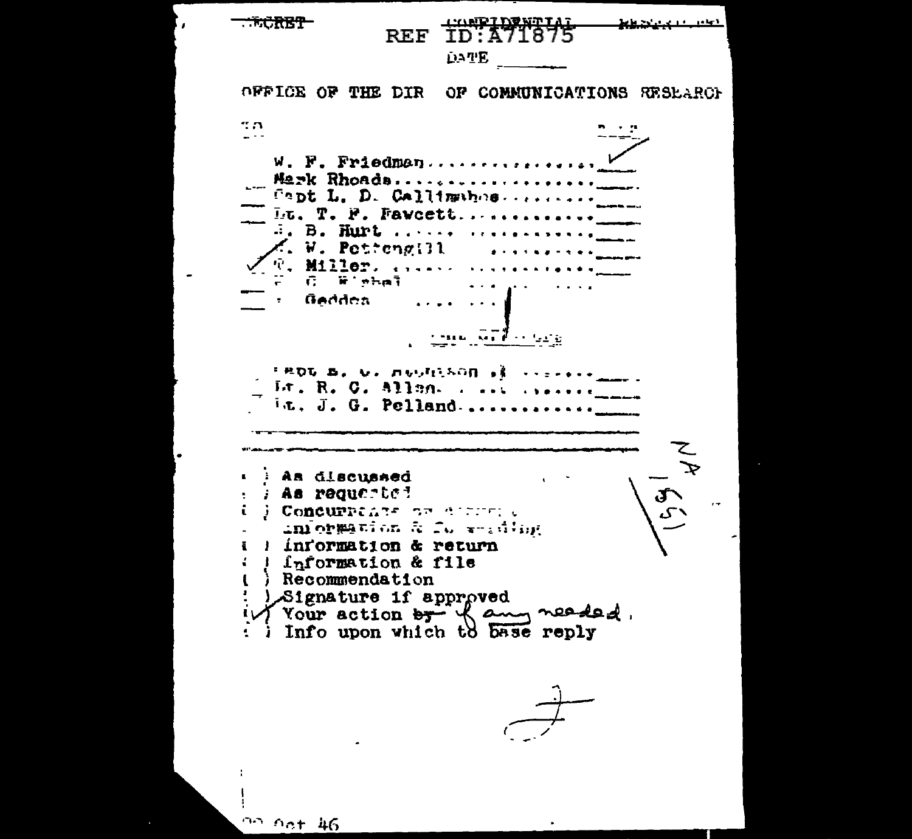SECRET CONFIDENTIAL

REF ID:A71875

DATE ______

OFFICE OF THE DIR OF COMMUNICATIONS RESEARCH

TO

- W. F. Friedman.................. ✓
- Mark Rhoads..................
- Capt L. D. Callimahos..........
- Lt. T. P. Fawcett...........
- J. B. Hurt ..................
- ✓ L. W. Pettengill ..........
- ✓ C. Miller. ...................
- F. C. Wishal ..............
- Geddes .......

Capt B. W. Robinson ..........

Lt. R. C. Allen. .............

Lt. J. G. Pelland..............

- ( ) As discussed
- ( ) As requested
- ( ) Concurrence or comment
- ( ) Information & forwarding
- ( ) Information & return
- ( ) Information & file
- ( ) Recommendation
- ( ) Signature if approved
- (✓) Your action ~~by~~ if any needed.
- ( ) Info upon which to base reply

NA 151

F

22 Oct 46